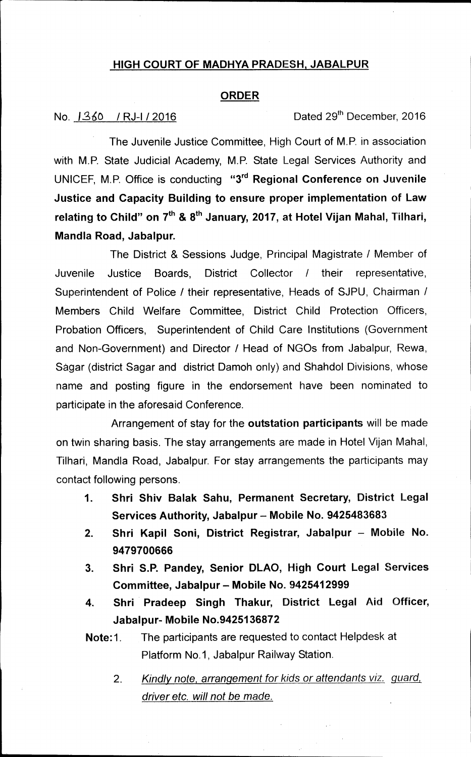## HIGH COURT OF MADHYA PRADESH, JABALPUR

## ORDER

No. 1360 / RJ-I / 2016 Dated 29th December, 2016

The Juvenile Justice Committee, High Court of M.P. in association with M.P. State Judicial Academy, M.P. State Legal Services Authority and UNICEF, M.P. Office is conducting **"3rd Regional Conference on Juvenile Justice and Capacity Building to ensure proper implementation of Law relating to Child" on 7th & 8th January, 2017, at Hotel Vijan Mahal, Tilhari, Mandla Road, Jabalpur.**

The District & Sessions Judge, Principal Magistrate / Member of Juvenile Justice Boards, District Collector / their representative, Superintendent of Police / their representative, Heads of SJPU, Chairman / Members Child Welfare Committee, District Child Protection Officers, Probation Officers, Superintendent of Child Care Institutions (Government and Non-Government) and Director / Head of NGOs from Jabalpur, Rewa, Sagar (district Sagar and district Damoh only) and Shahdol Divisions, whose name and posting figure in the endorsement have been nominated to participate in the aforesaid Conference.

Arrangement of stay for the **outstation participants** will be made on twin sharing basis. The stay arrangements are made in Hotel Vijan Mahal, Tilhari, Mandla Road, Jabalpur. For stay arrangements the participants may contact following persons.

1. **Shri Shiv Balak Sahu, Permanent Secretary, District Legal Services Authority, Jabalpur – Mobile No. 9425483683**
2. **Shri Kapil Soni, District Registrar, Jabalpur – Mobile No. 9479700666**
3. **Shri S.P. Pandey, Senior DLAO, High Court Legal Services Committee, Jabalpur – Mobile No. 9425412999**
4. **Shri Pradeep Singh Thakur, District Legal Aid Officer, Jabalpur- Mobile No.9425136872**

**Note:** 1. The participants are requested to contact Helpdesk at Platform No.1, Jabalpur Railway Station.

2. *Kindly note, arrangement for kids or attendants viz. guard, driver etc. will not be made.*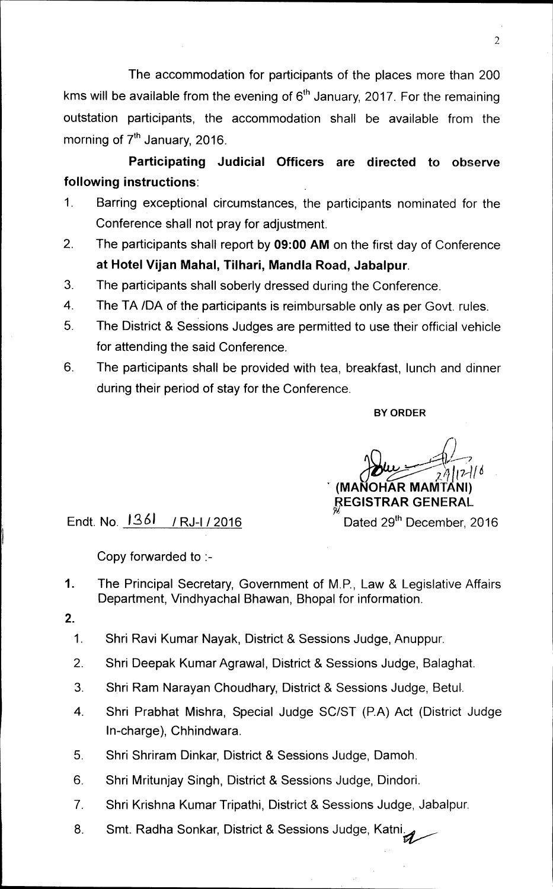The accommodation for participants of the places more than 200 kms will be available from the evening of 6th January, 2017. For the remaining outstation participants, the accommodation shall be available from the morning of 7th January, 2016.

**Participating Judicial Officers are directed to observe following instructions**:

1. Barring exceptional circumstances, the participants nominated for the Conference shall not pray for adjustment.
2. The participants shall report by **09:00 AM** on the first day of Conference **at Hotel Vijan Mahal, Tilhari, Mandla Road, Jabalpur**.
3. The participants shall soberly dressed during the Conference.
4. The TA /DA of the participants is reimbursable only as per Govt. rules.
5. The District & Sessions Judges are permitted to use their official vehicle for attending the said Conference.
6. The participants shall be provided with tea, breakfast, lunch and dinner during their period of stay for the Conference.

**BY ORDER**

29/12/16

**(MANOHAR MAMTANI)**
**REGISTRAR GENERAL**

Endt. No. 1361 / RJ-I / 2016

Dated 29th December, 2016

Copy forwarded to :-

1. The Principal Secretary, Government of M.P., Law & Legislative Affairs Department, Vindhyachal Bhawan, Bhopal for information.
2. 
   1. Shri Ravi Kumar Nayak, District & Sessions Judge, Anuppur.
   2. Shri Deepak Kumar Agrawal, District & Sessions Judge, Balaghat.
   3. Shri Ram Narayan Choudhary, District & Sessions Judge, Betul.
   4. Shri Prabhat Mishra, Special Judge SC/ST (P.A) Act (District Judge In-charge), Chhindwara.
   5. Shri Shriram Dinkar, District & Sessions Judge, Damoh.
   6. Shri Mritunjay Singh, District & Sessions Judge, Dindori.
   7. Shri Krishna Kumar Tripathi, District & Sessions Judge, Jabalpur.
   8. Smt. Radha Sonkar, District & Sessions Judge, Katni.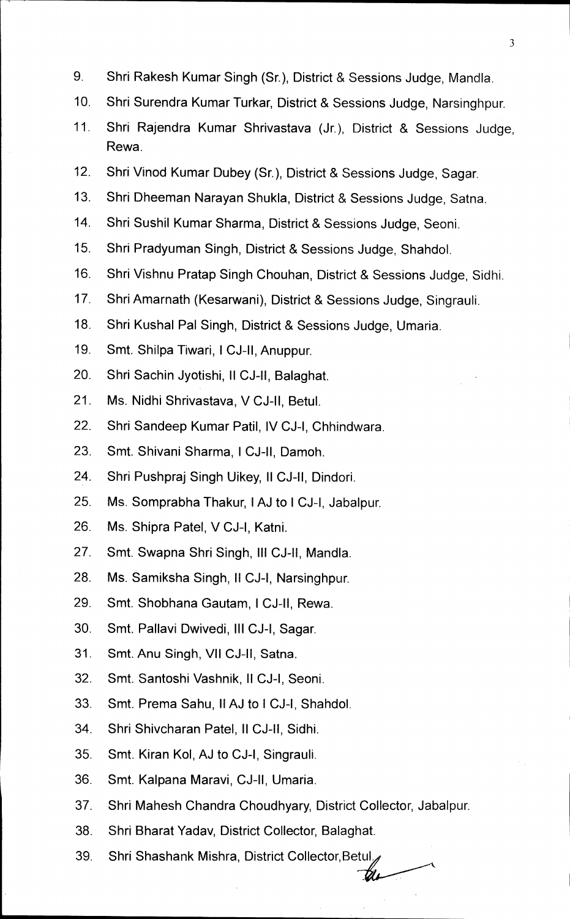9. Shri Rakesh Kumar Singh (Sr.), District & Sessions Judge, Mandla.
10. Shri Surendra Kumar Turkar, District & Sessions Judge, Narsinghpur.
11. Shri Rajendra Kumar Shrivastava (Jr.), District & Sessions Judge, Rewa.
12. Shri Vinod Kumar Dubey (Sr.), District & Sessions Judge, Sagar.
13. Shri Dheeman Narayan Shukla, District & Sessions Judge, Satna.
14. Shri Sushil Kumar Sharma, District & Sessions Judge, Seoni.
15. Shri Pradyuman Singh, District & Sessions Judge, Shahdol.
16. Shri Vishnu Pratap Singh Chouhan, District & Sessions Judge, Sidhi.
17. Shri Amarnath (Kesarwani), District & Sessions Judge, Singrauli.
18. Shri Kushal Pal Singh, District & Sessions Judge, Umaria.
19. Smt. Shilpa Tiwari, I CJ-II, Anuppur.
20. Shri Sachin Jyotishi, II CJ-II, Balaghat.
21. Ms. Nidhi Shrivastava, V CJ-II, Betul.
22. Shri Sandeep Kumar Patil, IV CJ-I, Chhindwara.
23. Smt. Shivani Sharma, I CJ-II, Damoh.
24. Shri Pushpraj Singh Uikey, II CJ-II, Dindori.
25. Ms. Somprabha Thakur, I AJ to I CJ-I, Jabalpur.
26. Ms. Shipra Patel, V CJ-I, Katni.
27. Smt. Swapna Shri Singh, III CJ-II, Mandla.
28. Ms. Samiksha Singh, II CJ-I, Narsinghpur.
29. Smt. Shobhana Gautam, I CJ-II, Rewa.
30. Smt. Pallavi Dwivedi, III CJ-I, Sagar.
31. Smt. Anu Singh, VII CJ-II, Satna.
32. Smt. Santoshi Vashnik, II CJ-I, Seoni.
33. Smt. Prema Sahu, II AJ to I CJ-I, Shahdol.
34. Shri Shivcharan Patel, II CJ-II, Sidhi.
35. Smt. Kiran Kol, AJ to CJ-I, Singrauli.
36. Smt. Kalpana Maravi, CJ-II, Umaria.
37. Shri Mahesh Chandra Choudhyary, District Collector, Jabalpur.
38. Shri Bharat Yadav, District Collector, Balaghat.
39. Shri Shashank Mishra, District Collector, Betul.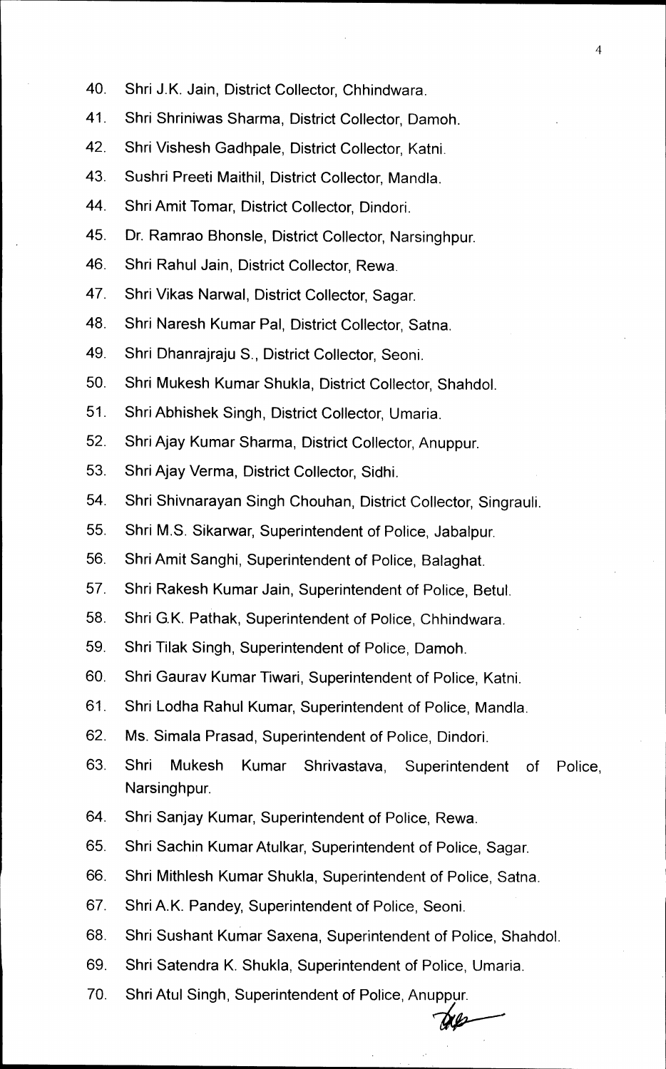40. Shri J.K. Jain, District Collector, Chhindwara.
41. Shri Shriniwas Sharma, District Collector, Damoh.
42. Shri Vishesh Gadhpale, District Collector, Katni.
43. Sushri Preeti Maithil, District Collector, Mandla.
44. Shri Amit Tomar, District Collector, Dindori.
45. Dr. Ramrao Bhonsle, District Collector, Narsinghpur.
46. Shri Rahul Jain, District Collector, Rewa.
47. Shri Vikas Narwal, District Collector, Sagar.
48. Shri Naresh Kumar Pal, District Collector, Satna.
49. Shri Dhanrajraju S., District Collector, Seoni.
50. Shri Mukesh Kumar Shukla, District Collector, Shahdol.
51. Shri Abhishek Singh, District Collector, Umaria.
52. Shri Ajay Kumar Sharma, District Collector, Anuppur.
53. Shri Ajay Verma, District Collector, Sidhi.
54. Shri Shivnarayan Singh Chouhan, District Collector, Singrauli.
55. Shri M.S. Sikarwar, Superintendent of Police, Jabalpur.
56. Shri Amit Sanghi, Superintendent of Police, Balaghat.
57. Shri Rakesh Kumar Jain, Superintendent of Police, Betul.
58. Shri G.K. Pathak, Superintendent of Police, Chhindwara.
59. Shri Tilak Singh, Superintendent of Police, Damoh.
60. Shri Gaurav Kumar Tiwari, Superintendent of Police, Katni.
61. Shri Lodha Rahul Kumar, Superintendent of Police, Mandla.
62. Ms. Simala Prasad, Superintendent of Police, Dindori.
63. Shri Mukesh Kumar Shrivastava, Superintendent of Police, Narsinghpur.
64. Shri Sanjay Kumar, Superintendent of Police, Rewa.
65. Shri Sachin Kumar Atulkar, Superintendent of Police, Sagar.
66. Shri Mithlesh Kumar Shukla, Superintendent of Police, Satna.
67. Shri A.K. Pandey, Superintendent of Police, Seoni.
68. Shri Sushant Kumar Saxena, Superintendent of Police, Shahdol.
69. Shri Satendra K. Shukla, Superintendent of Police, Umaria.
70. Shri Atul Singh, Superintendent of Police, Anuppur.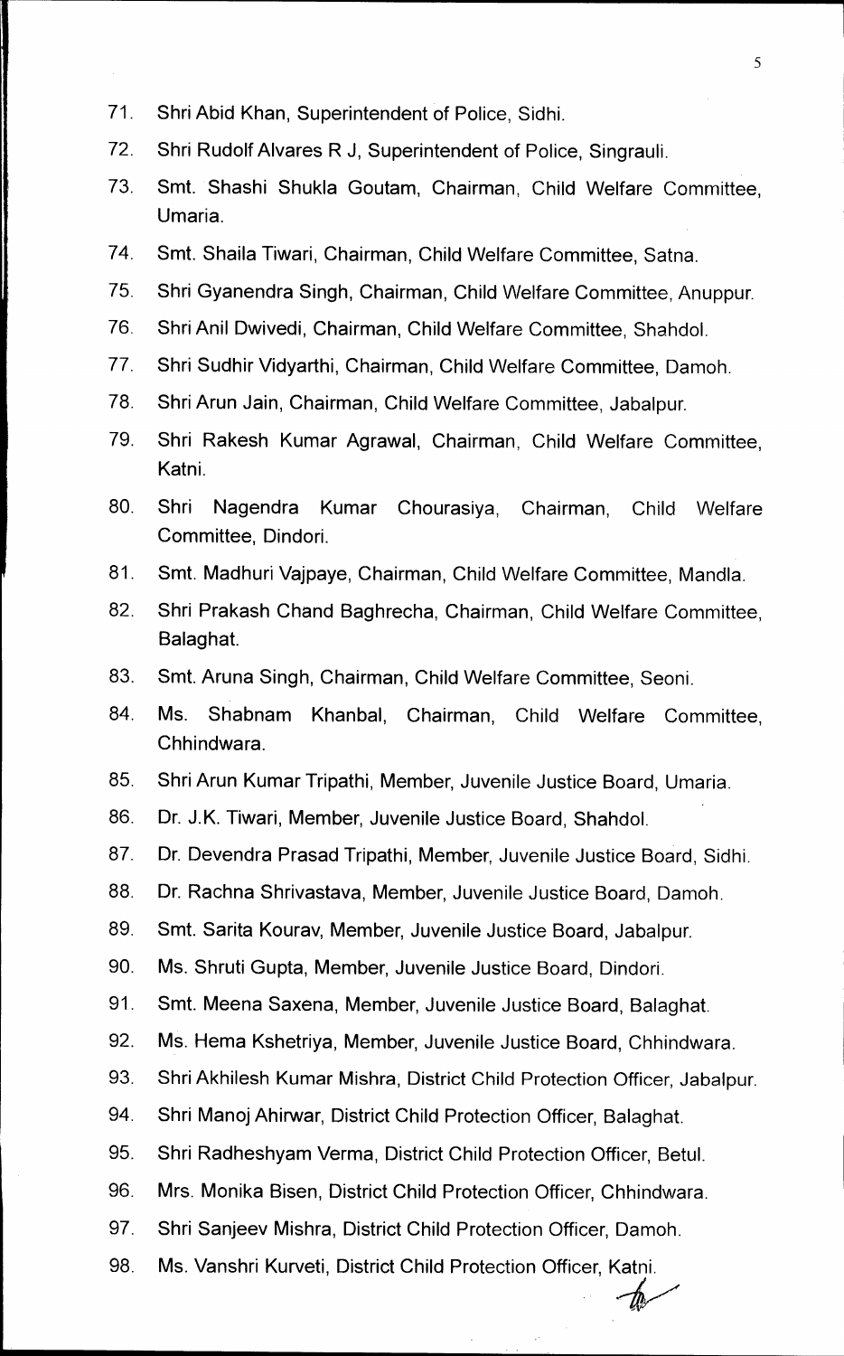71. Shri Abid Khan, Superintendent of Police, Sidhi.
72. Shri Rudolf Alvares R J, Superintendent of Police, Singrauli.
73. Smt. Shashi Shukla Goutam, Chairman, Child Welfare Committee, Umaria.
74. Smt. Shaila Tiwari, Chairman, Child Welfare Committee, Satna.
75. Shri Gyanendra Singh, Chairman, Child Welfare Committee, Anuppur.
76. Shri Anil Dwivedi, Chairman, Child Welfare Committee, Shahdol.
77. Shri Sudhir Vidyarthi, Chairman, Child Welfare Committee, Damoh.
78. Shri Arun Jain, Chairman, Child Welfare Committee, Jabalpur.
79. Shri Rakesh Kumar Agrawal, Chairman, Child Welfare Committee, Katni.
80. Shri Nagendra Kumar Chourasiya, Chairman, Child Welfare Committee, Dindori.
81. Smt. Madhuri Vajpaye, Chairman, Child Welfare Committee, Mandla.
82. Shri Prakash Chand Baghrecha, Chairman, Child Welfare Committee, Balaghat.
83. Smt. Aruna Singh, Chairman, Child Welfare Committee, Seoni.
84. Ms. Shabnam Khanbal, Chairman, Child Welfare Committee, Chhindwara.
85. Shri Arun Kumar Tripathi, Member, Juvenile Justice Board, Umaria.
86. Dr. J.K. Tiwari, Member, Juvenile Justice Board, Shahdol.
87. Dr. Devendra Prasad Tripathi, Member, Juvenile Justice Board, Sidhi.
88. Dr. Rachna Shrivastava, Member, Juvenile Justice Board, Damoh.
89. Smt. Sarita Kourav, Member, Juvenile Justice Board, Jabalpur.
90. Ms. Shruti Gupta, Member, Juvenile Justice Board, Dindori.
91. Smt. Meena Saxena, Member, Juvenile Justice Board, Balaghat.
92. Ms. Hema Kshetriya, Member, Juvenile Justice Board, Chhindwara.
93. Shri Akhilesh Kumar Mishra, District Child Protection Officer, Jabalpur.
94. Shri Manoj Ahirwar, District Child Protection Officer, Balaghat.
95. Shri Radheshyam Verma, District Child Protection Officer, Betul.
96. Mrs. Monika Bisen, District Child Protection Officer, Chhindwara.
97. Shri Sanjeev Mishra, District Child Protection Officer, Damoh.
98. Ms. Vanshri Kurveti, District Child Protection Officer, Katni.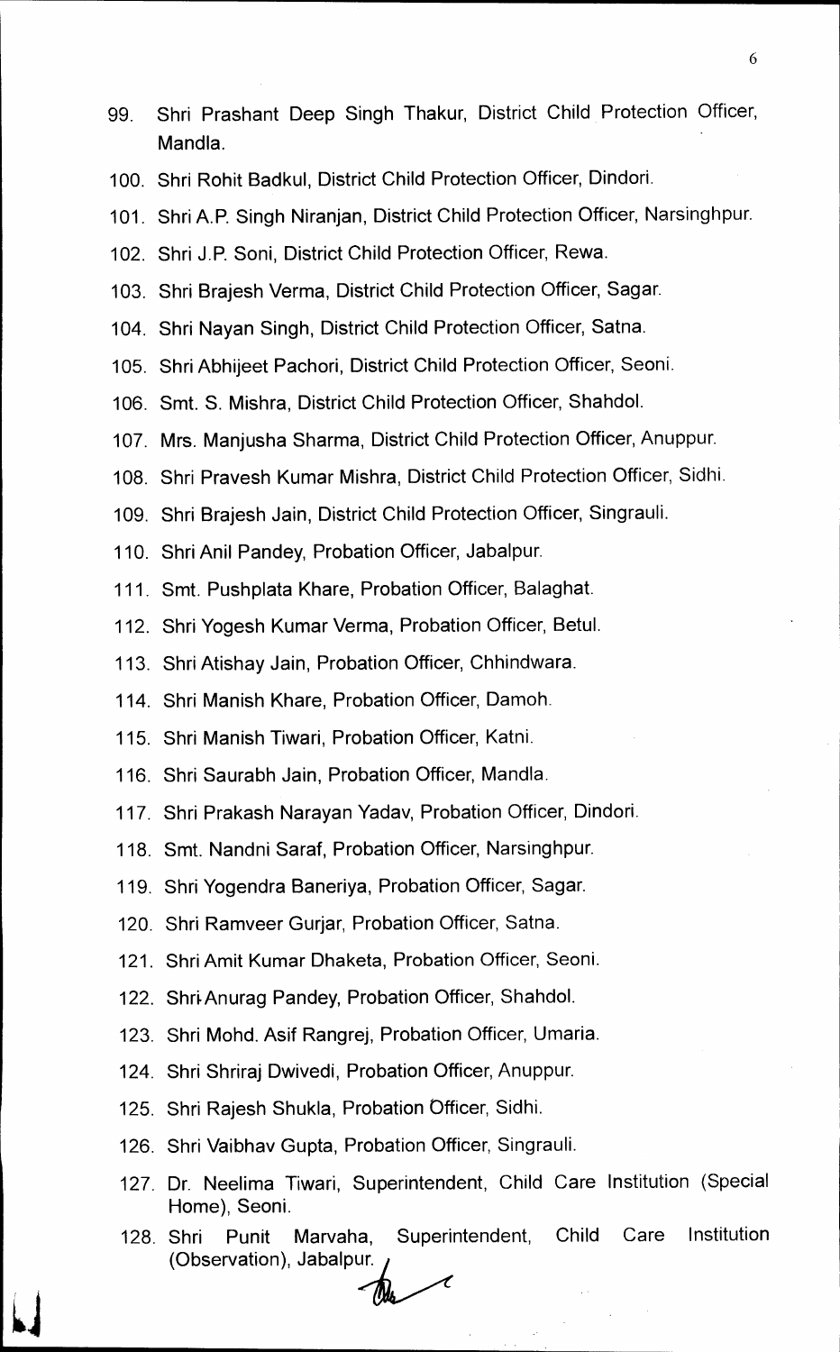99. Shri Prashant Deep Singh Thakur, District Child Protection Officer, Mandla.
100. Shri Rohit Badkul, District Child Protection Officer, Dindori.
101. Shri A.P. Singh Niranjan, District Child Protection Officer, Narsinghpur.
102. Shri J.P. Soni, District Child Protection Officer, Rewa.
103. Shri Brajesh Verma, District Child Protection Officer, Sagar.
104. Shri Nayan Singh, District Child Protection Officer, Satna.
105. Shri Abhijeet Pachori, District Child Protection Officer, Seoni.
106. Smt. S. Mishra, District Child Protection Officer, Shahdol.
107. Mrs. Manjusha Sharma, District Child Protection Officer, Anuppur.
108. Shri Pravesh Kumar Mishra, District Child Protection Officer, Sidhi.
109. Shri Brajesh Jain, District Child Protection Officer, Singrauli.
110. Shri Anil Pandey, Probation Officer, Jabalpur.
111. Smt. Pushplata Khare, Probation Officer, Balaghat.
112. Shri Yogesh Kumar Verma, Probation Officer, Betul.
113. Shri Atishay Jain, Probation Officer, Chhindwara.
114. Shri Manish Khare, Probation Officer, Damoh.
115. Shri Manish Tiwari, Probation Officer, Katni.
116. Shri Saurabh Jain, Probation Officer, Mandla.
117. Shri Prakash Narayan Yadav, Probation Officer, Dindori.
118. Smt. Nandni Saraf, Probation Officer, Narsinghpur.
119. Shri Yogendra Baneriya, Probation Officer, Sagar.
120. Shri Ramveer Gurjar, Probation Officer, Satna.
121. Shri Amit Kumar Dhaketa, Probation Officer, Seoni.
122. Shri Anurag Pandey, Probation Officer, Shahdol.
123. Shri Mohd. Asif Rangrej, Probation Officer, Umaria.
124. Shri Shriraj Dwivedi, Probation Officer, Anuppur.
125. Shri Rajesh Shukla, Probation Officer, Sidhi.
126. Shri Vaibhav Gupta, Probation Officer, Singrauli.
127. Dr. Neelima Tiwari, Superintendent, Child Care Institution (Special Home), Seoni.
128. Shri Punit Marvaha, Superintendent, Child Care Institution (Observation), Jabalpur.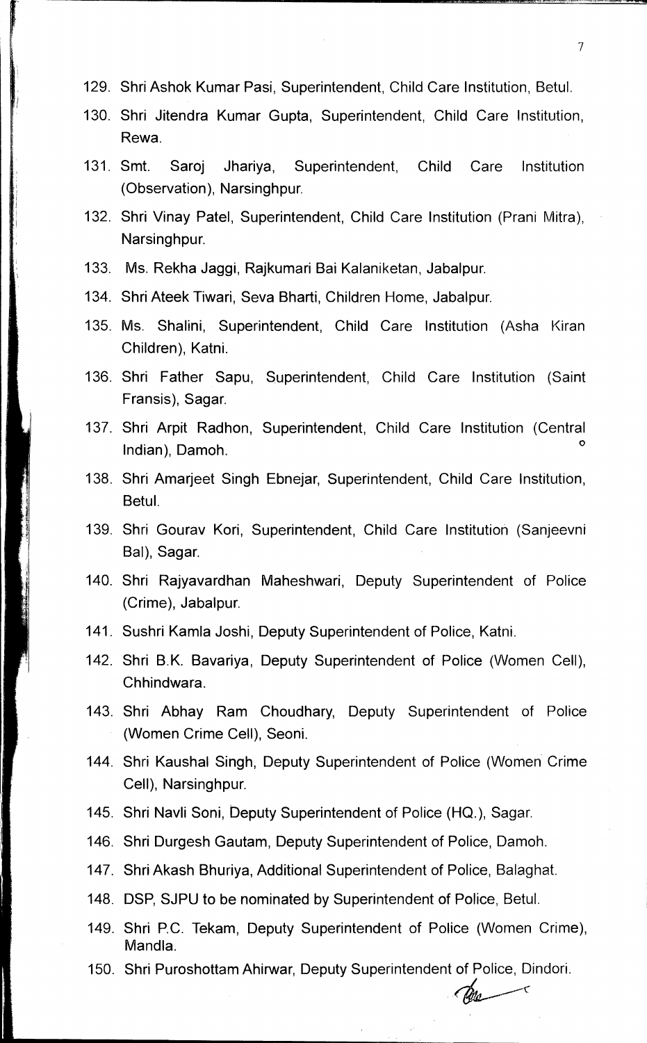129. Shri Ashok Kumar Pasi, Superintendent, Child Care Institution, Betul.
130. Shri Jitendra Kumar Gupta, Superintendent, Child Care Institution, Rewa.
131. Smt. Saroj Jhariya, Superintendent, Child Care Institution (Observation), Narsinghpur.
132. Shri Vinay Patel, Superintendent, Child Care Institution (Prani Mitra), Narsinghpur.
133. Ms. Rekha Jaggi, Rajkumari Bai Kalaniketan, Jabalpur.
134. Shri Ateek Tiwari, Seva Bharti, Children Home, Jabalpur.
135. Ms. Shalini, Superintendent, Child Care Institution (Asha Kiran Children), Katni.
136. Shri Father Sapu, Superintendent, Child Care Institution (Saint Fransis), Sagar.
137. Shri Arpit Radhon, Superintendent, Child Care Institution (Central Indian), Damoh.
138. Shri Amarjeet Singh Ebnejar, Superintendent, Child Care Institution, Betul.
139. Shri Gourav Kori, Superintendent, Child Care Institution (Sanjeevni Bal), Sagar.
140. Shri Rajyavardhan Maheshwari, Deputy Superintendent of Police (Crime), Jabalpur.
141. Sushri Kamla Joshi, Deputy Superintendent of Police, Katni.
142. Shri B.K. Bavariya, Deputy Superintendent of Police (Women Cell), Chhindwara.
143. Shri Abhay Ram Choudhary, Deputy Superintendent of Police (Women Crime Cell), Seoni.
144. Shri Kaushal Singh, Deputy Superintendent of Police (Women Crime Cell), Narsinghpur.
145. Shri Navli Soni, Deputy Superintendent of Police (HQ.), Sagar.
146. Shri Durgesh Gautam, Deputy Superintendent of Police, Damoh.
147. Shri Akash Bhuriya, Additional Superintendent of Police, Balaghat.
148. DSP, SJPU to be nominated by Superintendent of Police, Betul.
149. Shri P.C. Tekam, Deputy Superintendent of Police (Women Crime), Mandla.
150. Shri Puroshottam Ahirwar, Deputy Superintendent of Police, Dindori.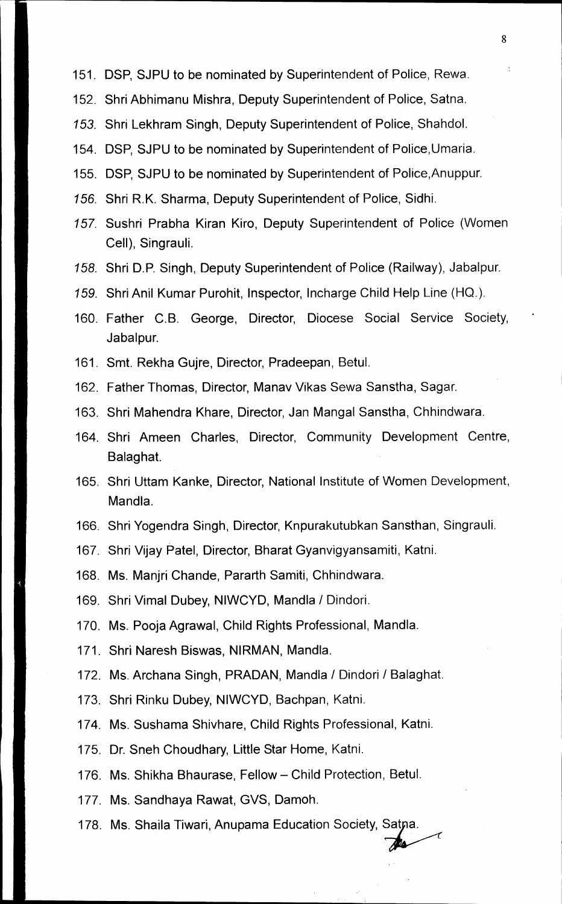151. DSP, SJPU to be nominated by Superintendent of Police, Rewa.
152. Shri Abhimanu Mishra, Deputy Superintendent of Police, Satna.
153. Shri Lekhram Singh, Deputy Superintendent of Police, Shahdol.
154. DSP, SJPU to be nominated by Superintendent of Police,Umaria.
155. DSP, SJPU to be nominated by Superintendent of Police,Anuppur.
156. Shri R.K. Sharma, Deputy Superintendent of Police, Sidhi.
157. Sushri Prabha Kiran Kiro, Deputy Superintendent of Police (Women Cell), Singrauli.
158. Shri D.P. Singh, Deputy Superintendent of Police (Railway), Jabalpur.
159. Shri Anil Kumar Purohit, Inspector, Incharge Child Help Line (HQ.).
160. Father C.B. George, Director, Diocese Social Service Society, Jabalpur.
161. Smt. Rekha Gujre, Director, Pradeepan, Betul.
162. Father Thomas, Director, Manav Vikas Sewa Sanstha, Sagar.
163. Shri Mahendra Khare, Director, Jan Mangal Sanstha, Chhindwara.
164. Shri Ameen Charles, Director, Community Development Centre, Balaghat.
165. Shri Uttam Kanke, Director, National Institute of Women Development, Mandla.
166. Shri Yogendra Singh, Director, Knpurakutubkan Sansthan, Singrauli.
167. Shri Vijay Patel, Director, Bharat Gyanvigyansamiti, Katni.
168. Ms. Manjri Chande, Pararth Samiti, Chhindwara.
169. Shri Vimal Dubey, NIWCYD, Mandla / Dindori.
170. Ms. Pooja Agrawal, Child Rights Professional, Mandla.
171. Shri Naresh Biswas, NIRMAN, Mandla.
172. Ms. Archana Singh, PRADAN, Mandla / Dindori / Balaghat.
173. Shri Rinku Dubey, NIWCYD, Bachpan, Katni.
174. Ms. Sushama Shivhare, Child Rights Professional, Katni.
175. Dr. Sneh Choudhary, Little Star Home, Katni.
176. Ms. Shikha Bhaurase, Fellow – Child Protection, Betul.
177. Ms. Sandhaya Rawat, GVS, Damoh.
178. Ms. Shaila Tiwari, Anupama Education Society, Satna.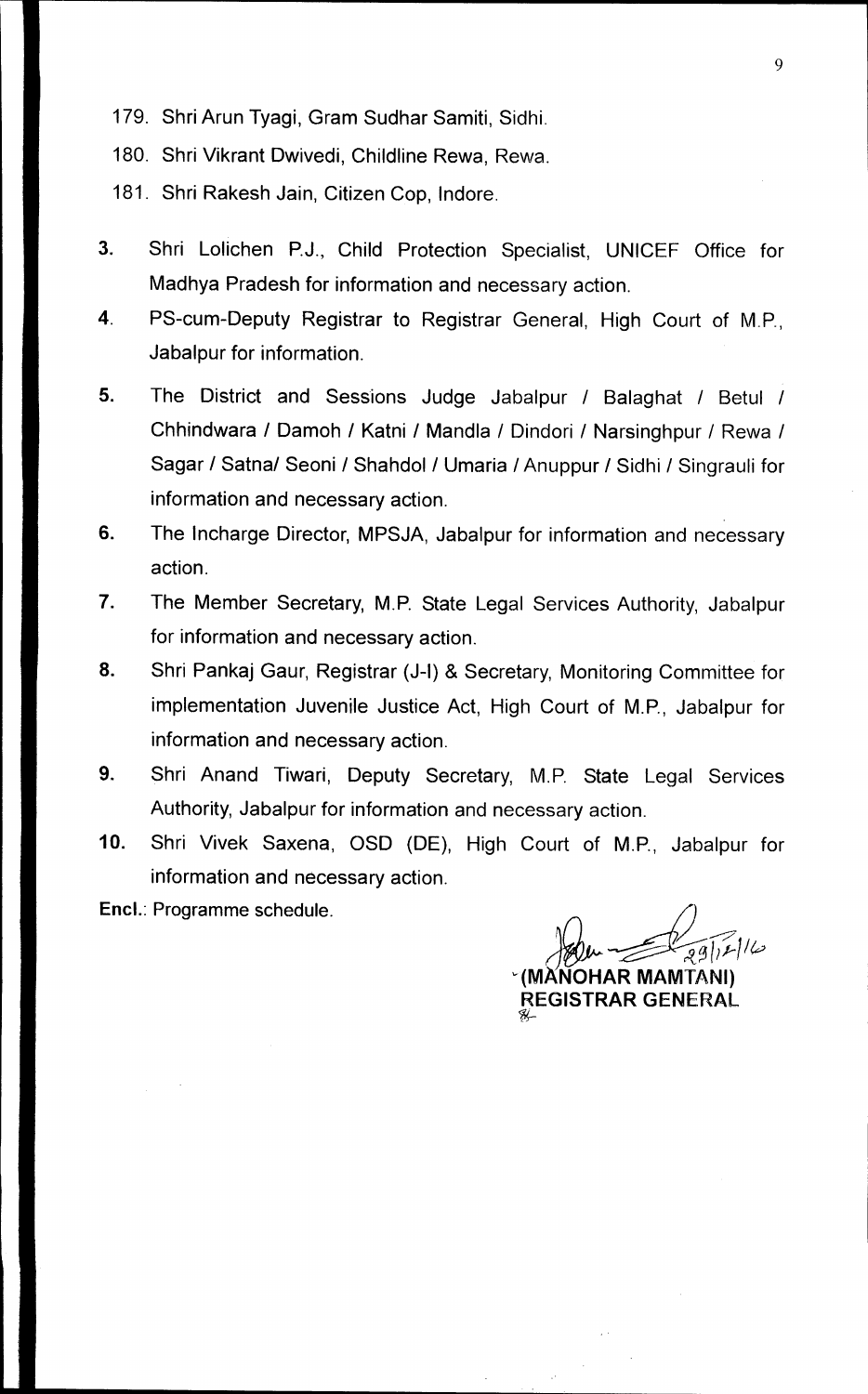179. Shri Arun Tyagi, Gram Sudhar Samiti, Sidhi.
180. Shri Vikrant Dwivedi, Childline Rewa, Rewa.
181. Shri Rakesh Jain, Citizen Cop, Indore.

**3.** Shri Lolichen P.J., Child Protection Specialist, UNICEF Office for Madhya Pradesh for information and necessary action.

**4.** PS-cum-Deputy Registrar to Registrar General, High Court of M.P., Jabalpur for information.

**5.** The District and Sessions Judge Jabalpur / Balaghat / Betul / Chhindwara / Damoh / Katni / Mandla / Dindori / Narsinghpur / Rewa / Sagar / Satna/ Seoni / Shahdol / Umaria / Anuppur / Sidhi / Singrauli for information and necessary action.

**6.** The Incharge Director, MPSJA, Jabalpur for information and necessary action.

**7.** The Member Secretary, M.P. State Legal Services Authority, Jabalpur for information and necessary action.

**8.** Shri Pankaj Gaur, Registrar (J-I) & Secretary, Monitoring Committee for implementation Juvenile Justice Act, High Court of M.P., Jabalpur for information and necessary action.

**9.** Shri Anand Tiwari, Deputy Secretary, M.P. State Legal Services Authority, Jabalpur for information and necessary action.

**10.** Shri Vivek Saxena, OSD (DE), High Court of M.P., Jabalpur for information and necessary action.

**Encl.**: Programme schedule.

29/12/16

**(MANOHAR MAMTANI)**
**REGISTRAR GENERAL**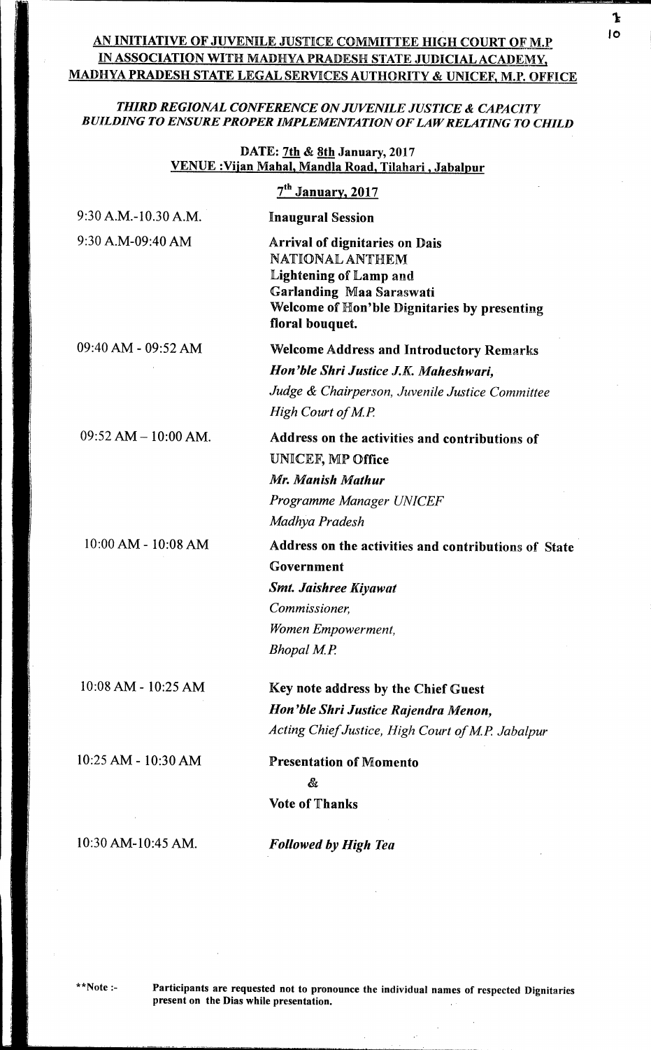**AN INITIATIVE OF JUVENILE JUSTICE COMMITTEE HIGH COURT OF M.P IN ASSOCIATION WITH MADHYA PRADESH STATE JUDICIAL ACADEMY, MADHYA PRADESH STATE LEGAL SERVICES AUTHORITY & UNICEF, M.P. OFFICE**

***THIRD REGIONAL CONFERENCE ON JUVENILE JUSTICE & CAPACITY BUILDING TO ENSURE PROPER IMPLEMENTATION OF LAW RELATING TO CHILD***

**DATE: 7th & 8th January, 2017**
**VENUE : Vijan Mahal, Mandla Road, Tilahari , Jabalpur**

**7th January, 2017**

| | |
|---|---|
| 9:30 A.M.-10.30 A.M. | **Inaugural Session** |
| 9:30 A.M-09:40 AM | **Arrival of dignitaries on Dais**<br>**NATIONAL ANTHEM**<br>**Lightening of Lamp and**<br>**Garlanding Maa Saraswati**<br>**Welcome of Hon'ble Dignitaries by presenting floral bouquet.** |
| 09:40 AM - 09:52 AM | **Welcome Address and Introductory Remarks**<br>***Hon'ble Shri Justice J.K. Maheshwari,***<br>*Judge & Chairperson, Juvenile Justice Committee*<br>*High Court of M.P.* |
| 09:52 AM – 10:00 AM. | **Address on the activities and contributions of UNICEF, MP Office**<br>***Mr. Manish Mathur***<br>*Programme Manager UNICEF*<br>*Madhya Pradesh* |
| 10:00 AM - 10:08 AM | **Address on the activities and contributions of State Government**<br>***Smt. Jaishree Kiyawat***<br>*Commissioner,*<br>*Women Empowerment,*<br>*Bhopal M.P.* |
| 10:08 AM - 10:25 AM | **Key note address by the Chief Guest**<br>***Hon'ble Shri Justice Rajendra Menon,***<br>*Acting Chief Justice, High Court of M.P. Jabalpur* |
| 10:25 AM - 10:30 AM | **Presentation of Momento**<br>**&**<br>**Vote of Thanks** |
| 10:30 AM-10:45 AM. | ***Followed by High Tea*** |

**Note :- **Participants are requested not to pronounce the individual names of respected Dignitaries present on the Dias while presentation.**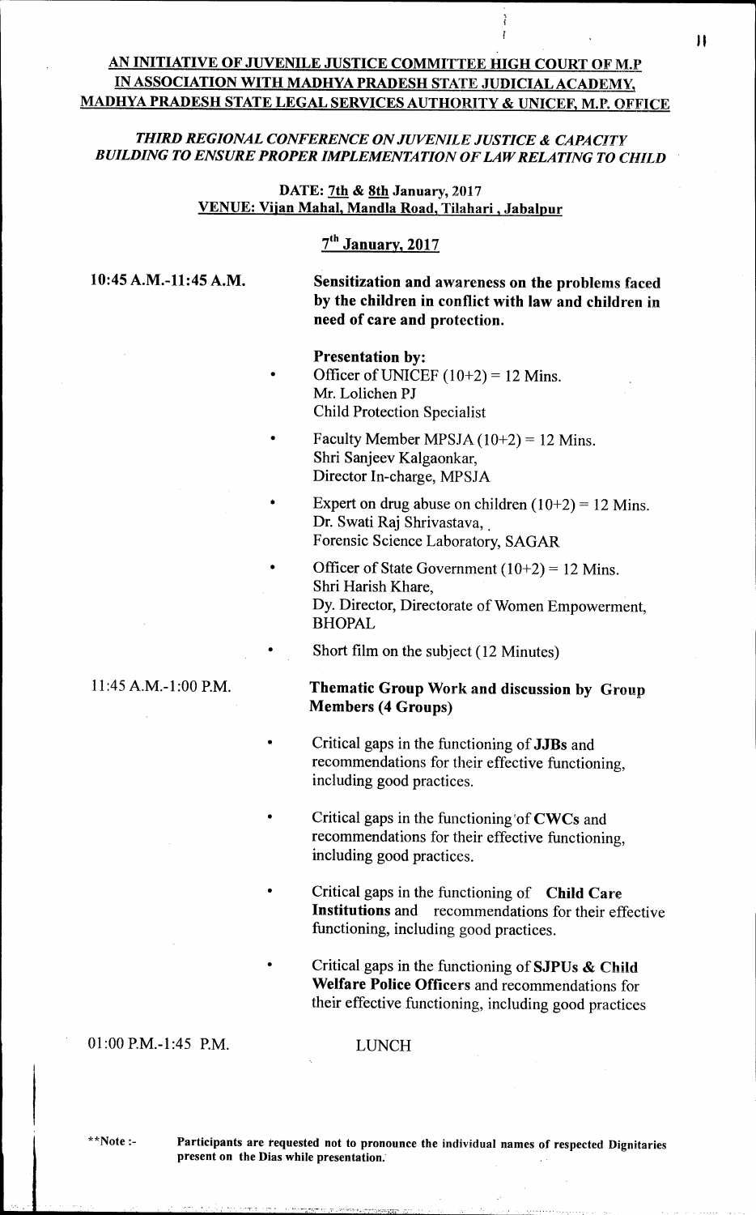**AN INITIATIVE OF JUVENILE JUSTICE COMMITTEE HIGH COURT OF M.P IN ASSOCIATION WITH MADHYA PRADESH STATE JUDICIAL ACADEMY, MADHYA PRADESH STATE LEGAL SERVICES AUTHORITY & UNICEF, M.P. OFFICE**

***THIRD REGIONAL CONFERENCE ON JUVENILE JUSTICE & CAPACITY BUILDING TO ENSURE PROPER IMPLEMENTATION OF LAW RELATING TO CHILD***

**DATE: 7th & 8th January, 2017**
**VENUE: Vijan Mahal, Mandla Road, Tilahari , Jabalpur**

**7th January, 2017**

**10:45 A.M.-11:45 A.M.**

**Sensitization and awareness on the problems faced by the children in conflict with law and children in need of care and protection.**

**Presentation by:**

- Officer of UNICEF (10+2) = 12 Mins.
  Mr. Lolichen PJ
  Child Protection Specialist
- Faculty Member MPSJA (10+2) = 12 Mins.
  Shri Sanjeev Kalgaonkar,
  Director In-charge, MPSJA
- Expert on drug abuse on children (10+2) = 12 Mins.
  Dr. Swati Raj Shrivastava,
  Forensic Science Laboratory, SAGAR
- Officer of State Government (10+2) = 12 Mins.
  Shri Harish Khare,
  Dy. Director, Directorate of Women Empowerment, BHOPAL
- Short film on the subject (12 Minutes)

11:45 A.M.-1:00 P.M.

**Thematic Group Work and discussion by Group Members (4 Groups)**

- Critical gaps in the functioning of **JJBs** and recommendations for their effective functioning, including good practices.
- Critical gaps in the functioning of **CWCs** and recommendations for their effective functioning, including good practices.
- Critical gaps in the functioning of **Child Care Institutions** and recommendations for their effective functioning, including good practices.
- Critical gaps in the functioning of **SJPUs & Child Welfare Police Officers** and recommendations for their effective functioning, including good practices

01:00 P.M.-1:45 P.M. LUNCH

**Note :- **Participants are requested not to pronounce the individual names of respected Dignitaries present on the Dias while presentation.**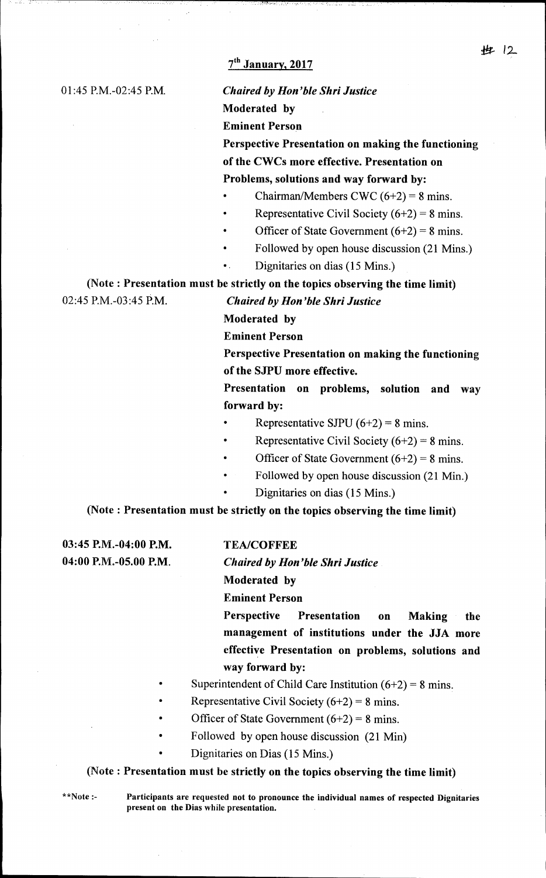## 7th January, 2017

01:45 P.M.-02:45 P.M.

***Chaired by Hon'ble Shri Justice***

**Moderated by**

**Eminent Person**

**Perspective Presentation on making the functioning of the CWCs more effective. Presentation on Problems, solutions and way forward by:**

- Chairman/Members CWC (6+2) = 8 mins.
- Representative Civil Society (6+2) = 8 mins.
- Officer of State Government (6+2) = 8 mins.
- Followed by open house discussion (21 Mins.)
- Dignitaries on dias (15 Mins.)

**(Note : Presentation must be strictly on the topics observing the time limit)**

02:45 P.M.-03:45 P.M.

***Chaired by Hon'ble Shri Justice***

**Moderated by**

**Eminent Person**

**Perspective Presentation on making the functioning of the SJPU more effective.**

**Presentation on problems, solution and way forward by:**

- Representative SJPU (6+2) = 8 mins.
- Representative Civil Society (6+2) = 8 mins.
- Officer of State Government (6+2) = 8 mins.
- Followed by open house discussion (21 Min.)
- Dignitaries on dias (15 Mins.)

**(Note : Presentation must be strictly on the topics observing the time limit)**

**03:45 P.M.-04:00 P.M.** **TEA/COFFEE**

**04:00 P.M.-05.00 P.M.**

***Chaired by Hon'ble Shri Justice***

**Moderated by**

**Eminent Person**

**Perspective Presentation on Making the management of institutions under the JJA more effective Presentation on problems, solutions and way forward by:**

- Superintendent of Child Care Institution (6+2) = 8 mins.
- Representative Civil Society (6+2) = 8 mins.
- Officer of State Government (6+2) = 8 mins.
- Followed by open house discussion (21 Min)
- Dignitaries on Dias (15 Mins.)

**(Note : Presentation must be strictly on the topics observing the time limit)**

**\*\*Note :- Participants are requested not to pronounce the individual names of respected Dignitaries present on the Dias while presentation.**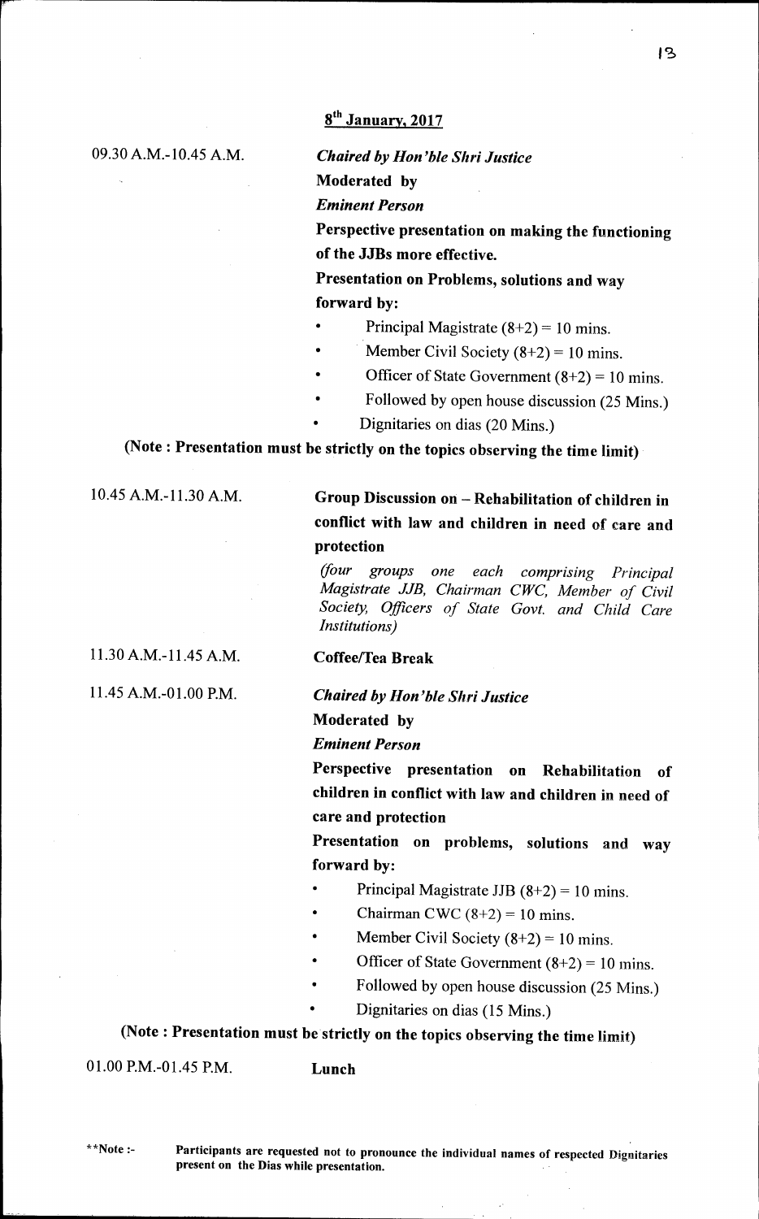## 8th January, 2017

09.30 A.M.-10.45 A.M.

***Chaired by Hon'ble Shri Justice***

**Moderated by**

***Eminent Person***

**Perspective presentation on making the functioning of the JJBs more effective.**

**Presentation on Problems, solutions and way forward by:**

- Principal Magistrate (8+2) = 10 mins.
- Member Civil Society (8+2) = 10 mins.
- Officer of State Government (8+2) = 10 mins.
- Followed by open house discussion (25 Mins.)
- Dignitaries on dias (20 Mins.)

**(Note : Presentation must be strictly on the topics observing the time limit)**

10.45 A.M.-11.30 A.M.

**Group Discussion on – Rehabilitation of children in conflict with law and children in need of care and protection**

*(four groups one each comprising Principal Magistrate JJB, Chairman CWC, Member of Civil Society, Officers of State Govt. and Child Care Institutions)*

11.30 A.M.-11.45 A.M.

**Coffee/Tea Break**

11.45 A.M.-01.00 P.M.

***Chaired by Hon'ble Shri Justice***

**Moderated by**

***Eminent Person***

**Perspective presentation on Rehabilitation of children in conflict with law and children in need of care and protection**

**Presentation on problems, solutions and way forward by:**

- Principal Magistrate JJB (8+2) = 10 mins.
- Chairman CWC (8+2) = 10 mins.
- Member Civil Society (8+2) = 10 mins.
- Officer of State Government (8+2) = 10 mins.
- Followed by open house discussion (25 Mins.)
- Dignitaries on dias (15 Mins.)

**(Note : Presentation must be strictly on the topics observing the time limit)**

01.00 P.M.-01.45 P.M.

**Lunch**

**Note :- **Participants are requested not to pronounce the individual names of respected Dignitaries present on the Dias while presentation.**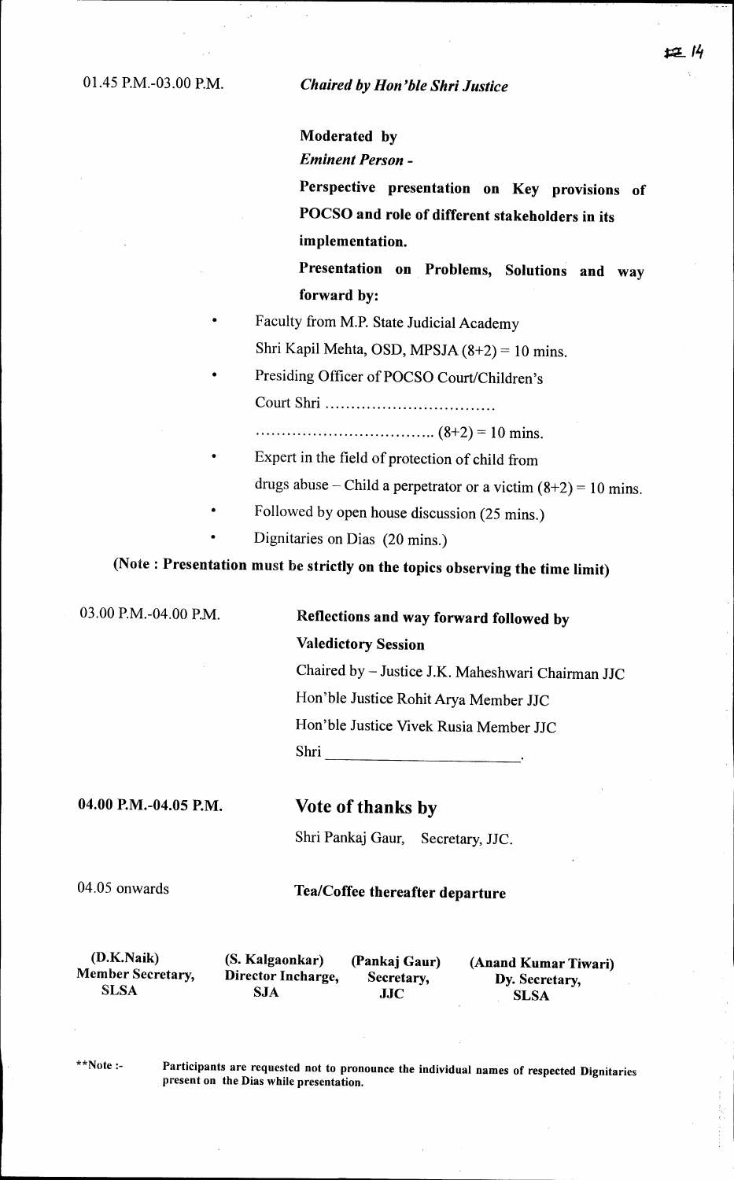01.45 P.M.-03.00 P.M. ***Chaired by Hon'ble Shri Justice***

**Moderated by**

***Eminent Person -***

**Perspective presentation on Key provisions of POCSO and role of different stakeholders in its implementation.**

**Presentation on Problems, Solutions and way forward by:**

- Faculty from M.P. State Judicial Academy
  Shri Kapil Mehta, OSD, MPSJA (8+2) = 10 mins.
- Presiding Officer of POCSO Court/Children's Court Shri .................................
  .................................. (8+2) = 10 mins.
- Expert in the field of protection of child from drugs abuse – Child a perpetrator or a victim (8+2) = 10 mins.
- Followed by open house discussion (25 mins.)
- Dignitaries on Dias (20 mins.)

**(Note : Presentation must be strictly on the topics observing the time limit)**

03.00 P.M.-04.00 P.M. **Reflections and way forward followed by Valedictory Session**

Chaired by – Justice J.K. Maheshwari Chairman JJC

Hon'ble Justice Rohit Arya Member JJC

Hon'ble Justice Vivek Rusia Member JJC

Shri ________________________.

**04.00 P.M.-04.05 P.M.** **Vote of thanks by**

Shri Pankaj Gaur, Secretary, JJC.

04.05 onwards **Tea/Coffee thereafter departure**

| | | | |
|---|---|---|---|
| **(D.K.Naik)** | **(S. Kalgaonkar)** | **(Pankaj Gaur)** | **(Anand Kumar Tiwari)** |
| **Member Secretary, SLSA** | **Director Incharge, SJA** | **Secretary, JJC** | **Dy. Secretary, SLSA** |

**Note :- **Participants are requested not to pronounce the individual names of respected Dignitaries present on the Dias while presentation.**